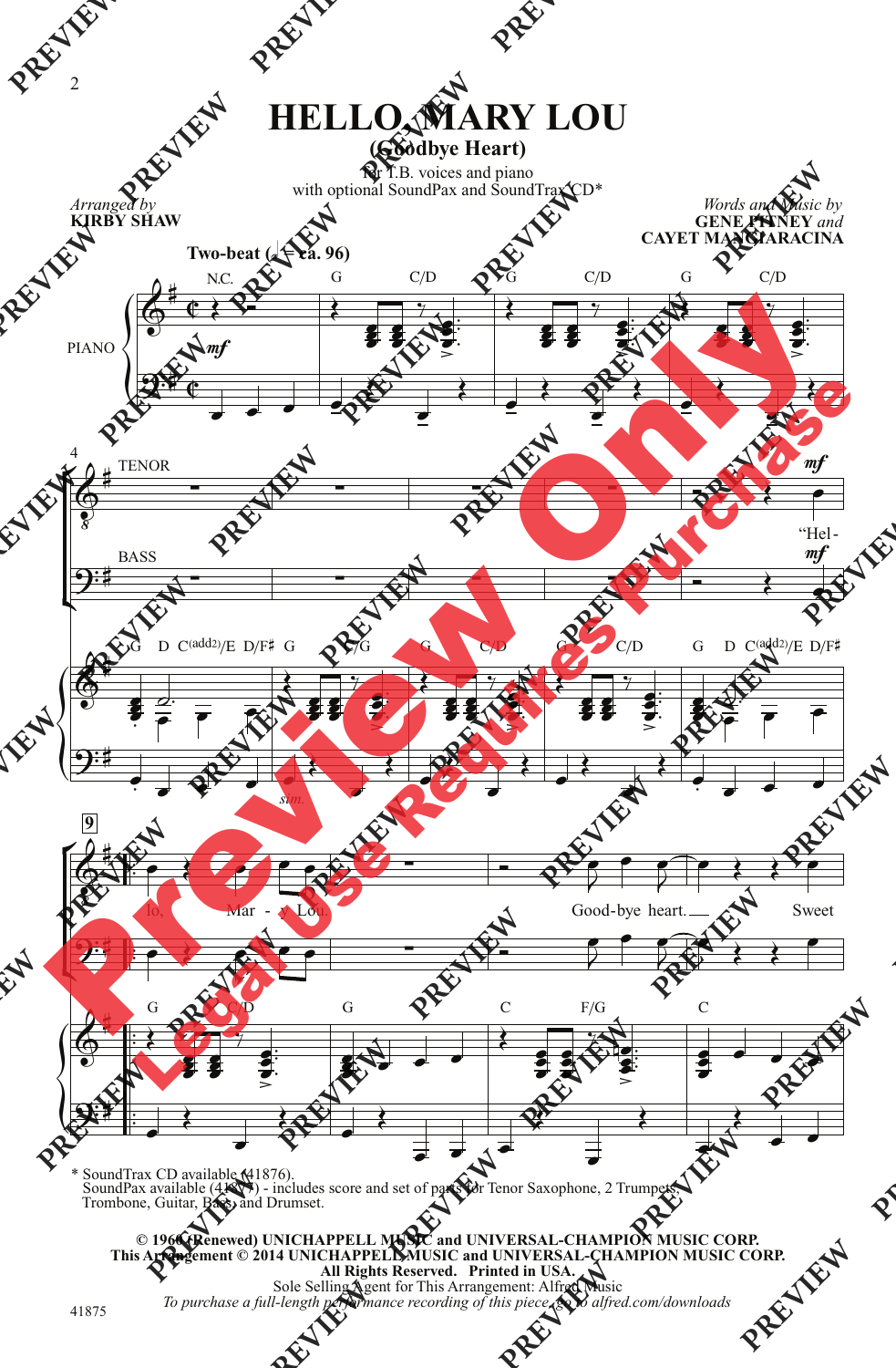# HELLO, MARY LOU

## (Goodbye Heart)

for T.B. voices and piano
with optional SoundPax and SoundTrax CD*

*Arranged by*
**KIRBY SHAW**

*Words and Music by*
**GENE PITNEY** *and*
**CAYET MANGIARACINA**

Two-beat (♩ = ca. 96)

"Hello, Mary Lou. Goodbye heart. Sweet

\* SoundTrax CD available (41876).
SoundPax available (41877) - includes score and set of parts for Tenor Saxophone, 2 Trumpets, Trombone, Guitar, Bass, and Drumset.

**© 1960 (Renewed) UNICHAPPELL MUSIC and UNIVERSAL-CHAMPION MUSIC CORP.**
**This Arrangement © 2014 UNICHAPPELL MUSIC and UNIVERSAL-CHAMPION MUSIC CORP.**
**All Rights Reserved. Printed in USA.**
Sole Selling Agent for This Arrangement: Alfred Music
*To purchase a full-length performance recording of this piece, go to alfred.com/downloads*

41875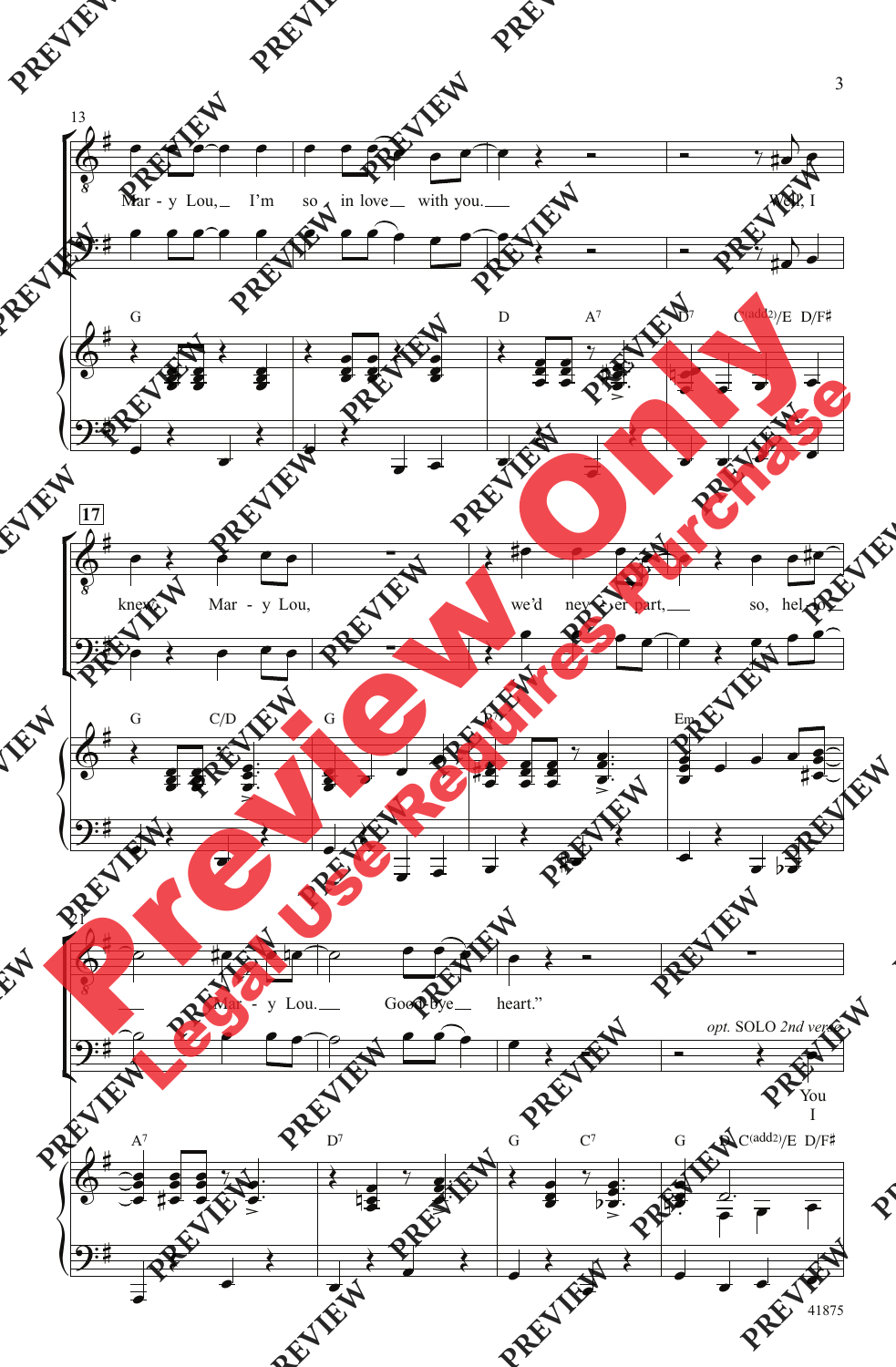Mar - y Lou, I'm so in love with you. Well, I

knew Mar - y Lou, we'd nev - er part, so, hel - lo

Mar - y Lou. Good-bye heart."

*opt.* SOLO *2nd verse*

You
I

G D A7 D7 C(add2)/E D/F♯

G C/D G A7 Em

A7 D7 G C7 G D C(add2)/E D/F♯

41875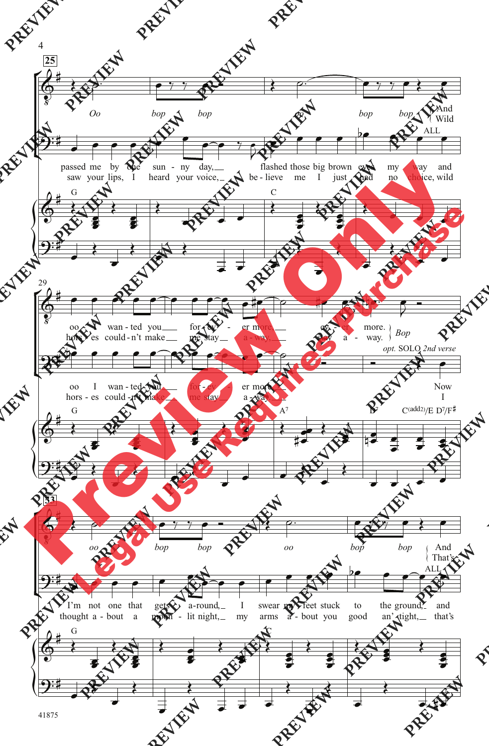**25**

*Oo* bop bop *oo* bop bop { And / Wild

passed me by one sun - ny day, flashed those big brown eyes my way and
saw your lips, I heard your voice, be - lieve me I just had no choice, wild

ALL

G C

29

oo I wan - ted you for - ev - er more, ev - er more. } *Bop*
hors - es could - n't make me stay a - way, stay a - way.

*opt.* SOLO *2nd verse*

oo I wan - ted you for - ev - er more Now
hors - es could - n't make me stay a - way I

G A7 D7 C(add2)/E D7/F♯

**33**

*oo* bop bop *oo* bop bop { And / That's

ALL

I'm not one that gets a - round, I swear my feet stuck to the ground, and
thought a - bout a moon - lit night, my arms a - bout you good an' tight, that's

G C

41875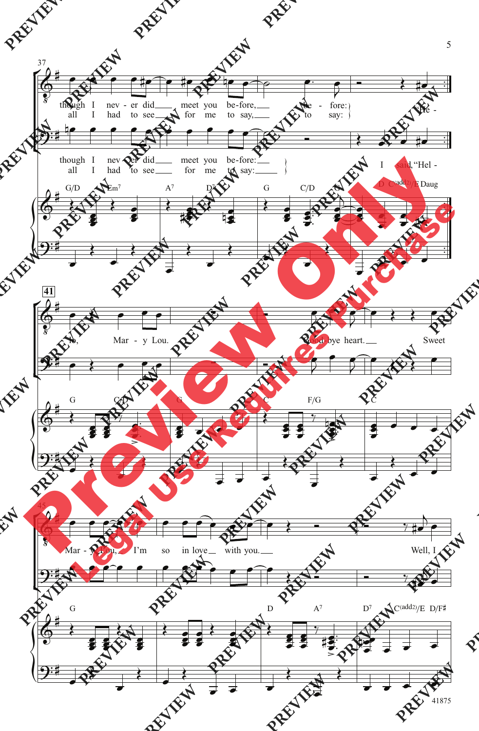though I nev - er did meet you be-fore, be - fore: "He -
all I had to see for me to say, to say:

though I nev - er did meet you be-fore:
all I had to see for me to say:

I said, "Hel -

G/D Em7 A7 D7 G C/D G D C(add2)/E Daug

41

lo, Mar - y Lou. Good - bye heart. Sweet

G C/D G C F/G C

Mar - y Lou, I'm so in love with you. Well, I

G D A7 D7 C(add2)/E D/F♯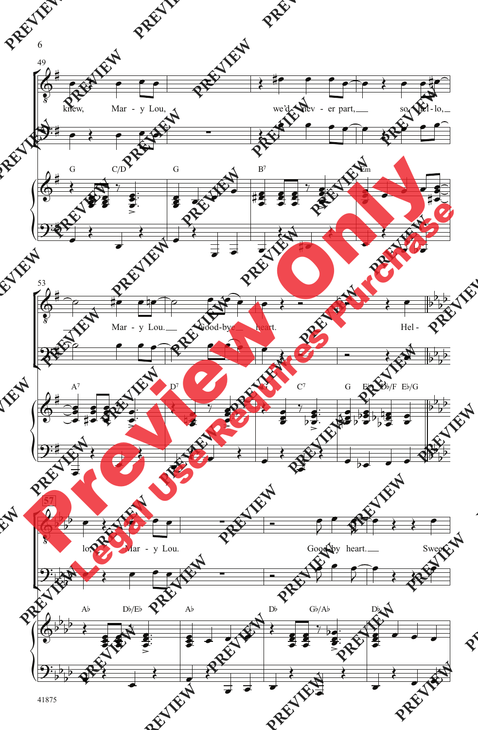49

knew, Mar - y Lou, we'd nev - er part, so hel - lo,

G C/D G B7 Em

53

Mar - y Lou. Good-bye heart. Hel -

A7 D7 G C7 G Eb Db/F Eb/G

57

lo, Mar - y Lou. Good-by heart. Sweet

Ab Db/Eb Ab Db Gb/Ab Db

Preview Only
Legal use Requires Purchase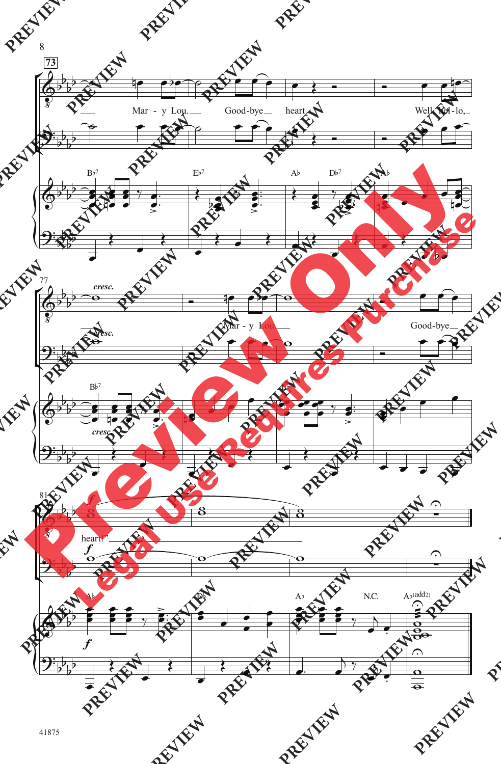73

Mar - y Lou. Good-bye heart. Well, hel-lo,

B♭7 E♭7 A♭ D♭7 A♭

77

*cresc.*

*cresc.*

Mar - y Lou. Good-bye

B♭7 *cresc.*

81

*f*

heart!

*f*

A♭ D♭ A♭ N.C. A♭(add2)

*f*

41875